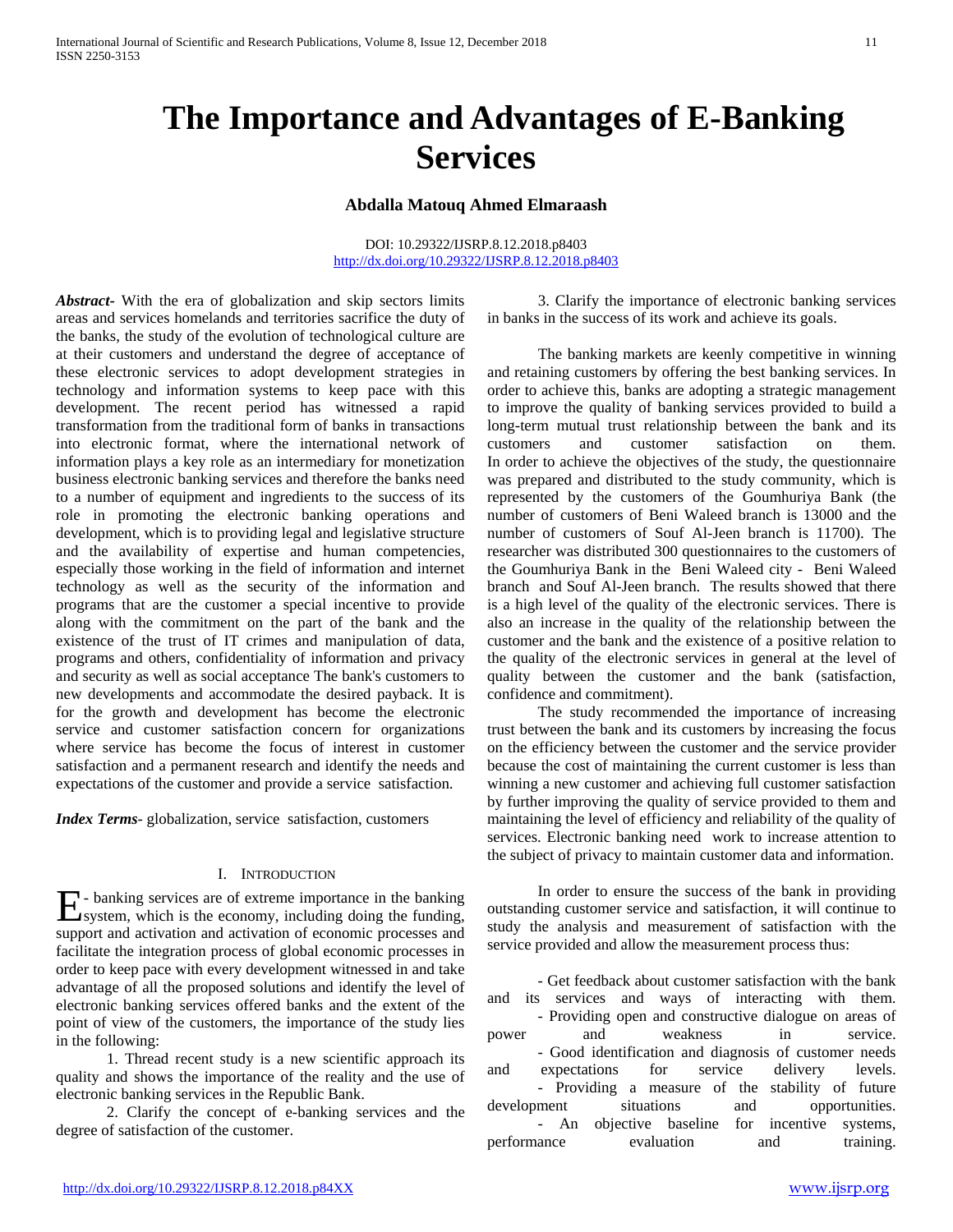# The Importance and Advantages of E-Banking Services

**Abdalla Matouq Ahmed Elmaraash**

DOI: 10.29322/IJSRP.8.12.2018.p8403
http://dx.doi.org/10.29322/IJSRP.8.12.2018.p8403

***Abstract***- With the era of globalization and skip sectors limits areas and services homelands and territories sacrifice the duty of the banks, the study of the evolution of technological culture are at their customers and understand the degree of acceptance of these electronic services to adopt development strategies in technology and information systems to keep pace with this development. The recent period has witnessed a rapid transformation from the traditional form of banks in transactions into electronic format, where the international network of information plays a key role as an intermediary for monetization business electronic banking services and therefore the banks need to a number of equipment and ingredients to the success of its role in promoting the electronic banking operations and development, which is to providing legal and legislative structure and the availability of expertise and human competencies, especially those working in the field of information and internet technology as well as the security of the information and programs that are the customer a special incentive to provide along with the commitment on the part of the bank and the existence of the trust of IT crimes and manipulation of data, programs and others, confidentiality of information and privacy and security as well as social acceptance The bank's customers to new developments and accommodate the desired payback. It is for the growth and development has become the electronic service and customer satisfaction concern for organizations where service has become the focus of interest in customer satisfaction and a permanent research and identify the needs and expectations of the customer and provide a service satisfaction.

***Index Terms***- globalization, service satisfaction, customers

## I. Introduction

E- banking services are of extreme importance in the banking system, which is the economy, including doing the funding, support and activation and activation of economic processes and facilitate the integration process of global economic processes in order to keep pace with every development witnessed in and take advantage of all the proposed solutions and identify the level of electronic banking services offered banks and the extent of the point of view of the customers, the importance of the study lies in the following:

1. Thread recent study is a new scientific approach its quality and shows the importance of the reality and the use of electronic banking services in the Republic Bank.

2. Clarify the concept of e-banking services and the degree of satisfaction of the customer.

3. Clarify the importance of electronic banking services in banks in the success of its work and achieve its goals.

The banking markets are keenly competitive in winning and retaining customers by offering the best banking services. In order to achieve this, banks are adopting a strategic management to improve the quality of banking services provided to build a long-term mutual trust relationship between the bank and its customers and customer satisfaction on them. In order to achieve the objectives of the study, the questionnaire was prepared and distributed to the study community, which is represented by the customers of the Goumhuriya Bank (the number of customers of Beni Waleed branch is 13000 and the number of customers of Souf Al-Jeen branch is 11700). The researcher was distributed 300 questionnaires to the customers of the Goumhuriya Bank in the Beni Waleed city - Beni Waleed branch and Souf Al-Jeen branch. The results showed that there is a high level of the quality of the electronic services. There is also an increase in the quality of the relationship between the customer and the bank and the existence of a positive relation to the quality of the electronic services in general at the level of quality between the customer and the bank (satisfaction, confidence and commitment).

The study recommended the importance of increasing trust between the bank and its customers by increasing the focus on the efficiency between the customer and the service provider because the cost of maintaining the current customer is less than winning a new customer and achieving full customer satisfaction by further improving the quality of service provided to them and maintaining the level of efficiency and reliability of the quality of services. Electronic banking need work to increase attention to the subject of privacy to maintain customer data and information.

In order to ensure the success of the bank in providing outstanding customer service and satisfaction, it will continue to study the analysis and measurement of satisfaction with the service provided and allow the measurement process thus:

- Get feedback about customer satisfaction with the bank and its services and ways of interacting with them.
- Providing open and constructive dialogue on areas of power and weakness in service.
- Good identification and diagnosis of customer needs and expectations for service delivery levels.
- Providing a measure of the stability of future development situations and opportunities.
- An objective baseline for incentive systems, performance evaluation and training.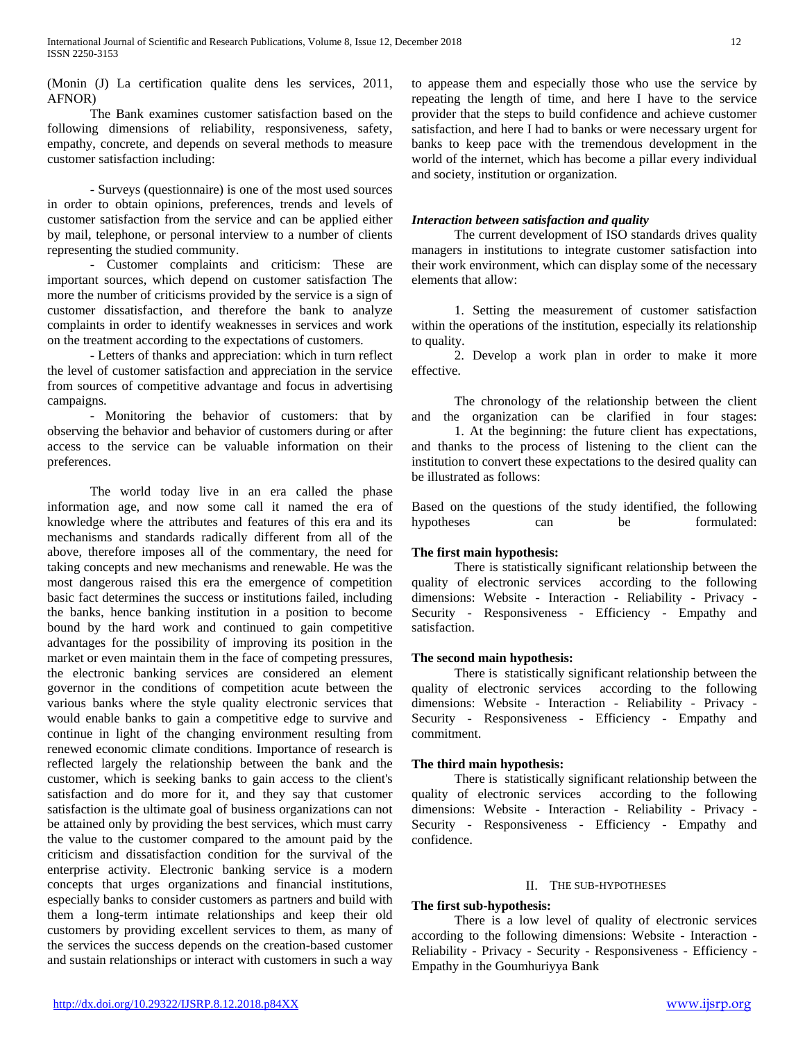(Monin (J) La certification qualite dens les services, 2011, AFNOR)

The Bank examines customer satisfaction based on the following dimensions of reliability, responsiveness, safety, empathy, concrete, and depends on several methods to measure customer satisfaction including:

- Surveys (questionnaire) is one of the most used sources in order to obtain opinions, preferences, trends and levels of customer satisfaction from the service and can be applied either by mail, telephone, or personal interview to a number of clients representing the studied community.

- Customer complaints and criticism: These are important sources, which depend on customer satisfaction The more the number of criticisms provided by the service is a sign of customer dissatisfaction, and therefore the bank to analyze complaints in order to identify weaknesses in services and work on the treatment according to the expectations of customers.

- Letters of thanks and appreciation: which in turn reflect the level of customer satisfaction and appreciation in the service from sources of competitive advantage and focus in advertising campaigns.

- Monitoring the behavior of customers: that by observing the behavior and behavior of customers during or after access to the service can be valuable information on their preferences.

The world today live in an era called the phase information age, and now some call it named the era of knowledge where the attributes and features of this era and its mechanisms and standards radically different from all of the above, therefore imposes all of the commentary, the need for taking concepts and new mechanisms and renewable. He was the most dangerous raised this era the emergence of competition basic fact determines the success or institutions failed, including the banks, hence banking institution in a position to become bound by the hard work and continued to gain competitive advantages for the possibility of improving its position in the market or even maintain them in the face of competing pressures, the electronic banking services are considered an element governor in the conditions of competition acute between the various banks where the style quality electronic services that would enable banks to gain a competitive edge to survive and continue in light of the changing environment resulting from renewed economic climate conditions. Importance of research is reflected largely the relationship between the bank and the customer, which is seeking banks to gain access to the client's satisfaction and do more for it, and they say that customer satisfaction is the ultimate goal of business organizations can not be attained only by providing the best services, which must carry the value to the customer compared to the amount paid by the criticism and dissatisfaction condition for the survival of the enterprise activity. Electronic banking service is a modern concepts that urges organizations and financial institutions, especially banks to consider customers as partners and build with them a long-term intimate relationships and keep their old customers by providing excellent services to them, as many of the services the success depends on the creation-based customer and sustain relationships or interact with customers in such a way to appease them and especially those who use the service by repeating the length of time, and here I have to the service provider that the steps to build confidence and achieve customer satisfaction, and here I had to banks or were necessary urgent for banks to keep pace with the tremendous development in the world of the internet, which has become a pillar every individual and society, institution or organization.

***Interaction between satisfaction and quality***

The current development of ISO standards drives quality managers in institutions to integrate customer satisfaction into their work environment, which can display some of the necessary elements that allow:

1. Setting the measurement of customer satisfaction within the operations of the institution, especially its relationship to quality.
2. Develop a work plan in order to make it more effective.

The chronology of the relationship between the client and the organization can be clarified in four stages:

1. At the beginning: the future client has expectations, and thanks to the process of listening to the client can the institution to convert these expectations to the desired quality can be illustrated as follows:

Based on the questions of the study identified, the following hypotheses can be formulated:

**The first main hypothesis:**

There is statistically significant relationship between the quality of electronic services according to the following dimensions: Website - Interaction - Reliability - Privacy - Security - Responsiveness - Efficiency - Empathy and satisfaction.

**The second main hypothesis:**

There is statistically significant relationship between the quality of electronic services according to the following dimensions: Website - Interaction - Reliability - Privacy - Security - Responsiveness - Efficiency - Empathy and commitment.

**The third main hypothesis:**

There is statistically significant relationship between the quality of electronic services according to the following dimensions: Website - Interaction - Reliability - Privacy - Security - Responsiveness - Efficiency - Empathy and confidence.

## II. The Sub-Hypotheses

**The first sub-hypothesis:**

There is a low level of quality of electronic services according to the following dimensions: Website - Interaction - Reliability - Privacy - Security - Responsiveness - Efficiency - Empathy in the Goumhuriyya Bank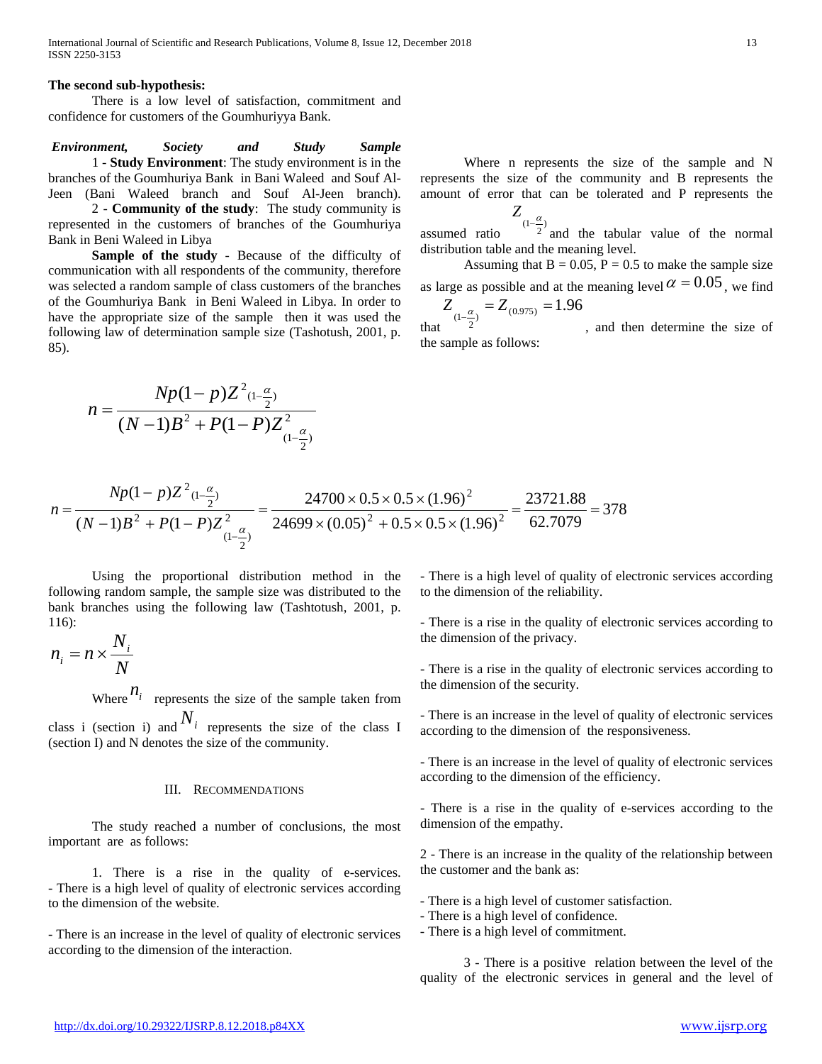**The second sub-hypothesis:**

There is a low level of satisfaction, commitment and confidence for customers of the Goumhuriyya Bank.

***Environment, Society and Study Sample***

1 - **Study Environment**: The study environment is in the branches of the Goumhuriya Bank in Bani Waleed and Souf Al-Jeen (Bani Waleed branch and Souf Al-Jeen branch).

2 - **Community of the study**: The study community is represented in the customers of branches of the Goumhuriya Bank in Beni Waleed in Libya

**Sample of the study** - Because of the difficulty of communication with all respondents of the community, therefore was selected a random sample of class customers of the branches of the Goumhuriya Bank in Beni Waleed in Libya. In order to have the appropriate size of the sample then it was used the following law of determination sample size (Tashotush, 2001, p. 85).

Where n represents the size of the sample and N represents the size of the community and B represents the amount of error that can be tolerated and P represents the assumed ratio $Z_{(1-\frac{\alpha}{2})}$ and the tabular value of the normal distribution table and the meaning level.

Assuming that B = 0.05, P = 0.5 to make the sample size as large as possible and at the meaning level $\alpha = 0.05$, we find that $Z_{(1-\frac{\alpha}{2})} = Z_{(0.975)} = 1.96$, and then determine the size of the sample as follows:

$$n = \frac{Np(1-p)Z^2_{(1-\frac{\alpha}{2})}}{(N-1)B^2 + P(1-P)Z^2_{(1-\frac{\alpha}{2})}}$$

$$n = \frac{Np(1-p)Z^2_{(1-\frac{\alpha}{2})}}{(N-1)B^2 + P(1-P)Z^2_{(1-\frac{\alpha}{2})}} = \frac{24700 \times 0.5 \times 0.5 \times (1.96)^2}{24699 \times (0.05)^2 + 0.5 \times 0.5 \times (1.96)^2} = \frac{23721.88}{62.7079} = 378$$

Using the proportional distribution method in the following random sample, the sample size was distributed to the bank branches using the following law (Tashtotush, 2001, p. 116):

$$n_i = n \times \frac{N_i}{N}$$

Where $n_i$ represents the size of the sample taken from class i (section i) and $N_i$ represents the size of the class I (section I) and N denotes the size of the community.

## III. Recommendations

The study reached a number of conclusions, the most important are as follows:

1. There is a rise in the quality of e-services.
- There is a high level of quality of electronic services according to the dimension of the website.

- There is an increase in the level of quality of electronic services according to the dimension of the interaction.

- There is a high level of quality of electronic services according to the dimension of the reliability.

- There is a rise in the quality of electronic services according to the dimension of the privacy.

- There is a rise in the quality of electronic services according to the dimension of the security.

- There is an increase in the level of quality of electronic services according to the dimension of the responsiveness.

- There is an increase in the level of quality of electronic services according to the dimension of the efficiency.

- There is a rise in the quality of e-services according to the dimension of the empathy.

2 - There is an increase in the quality of the relationship between the customer and the bank as:

- There is a high level of customer satisfaction.
- There is a high level of confidence.
- There is a high level of commitment.

3 - There is a positive relation between the level of the quality of the electronic services in general and the level of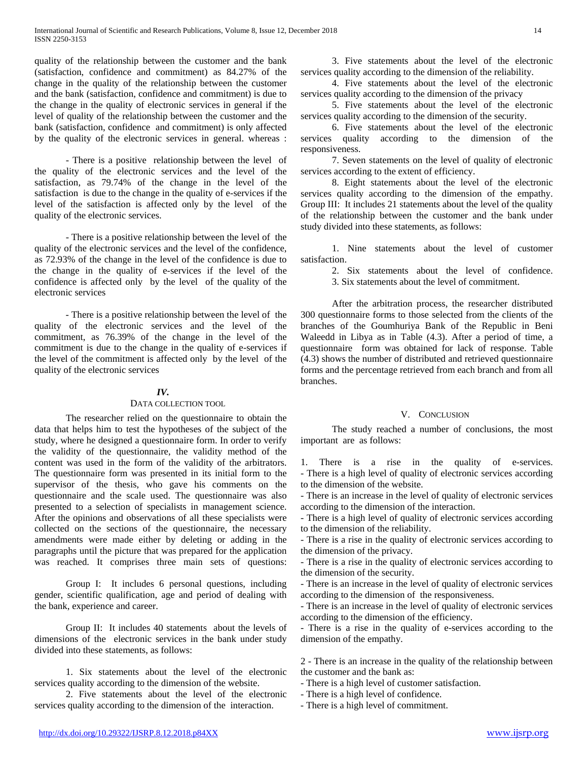quality of the relationship between the customer and the bank (satisfaction, confidence and commitment) as 84.27% of the change in the quality of the relationship between the customer and the bank (satisfaction, confidence and commitment) is due to the change in the quality of electronic services in general if the level of quality of the relationship between the customer and the bank (satisfaction, confidence and commitment) is only affected by the quality of the electronic services in general. whereas :

- There is a positive relationship between the level of the quality of the electronic services and the level of the satisfaction, as 79.74% of the change in the level of the satisfaction is due to the change in the quality of e-services if the level of the satisfaction is affected only by the level of the quality of the electronic services.

- There is a positive relationship between the level of the quality of the electronic services and the level of the confidence, as 72.93% of the change in the level of the confidence is due to the change in the quality of e-services if the level of the confidence is affected only by the level of the quality of the electronic services

- There is a positive relationship between the level of the quality of the electronic services and the level of the commitment, as 76.39% of the change in the level of the commitment is due to the change in the quality of e-services if the level of the commitment is affected only by the level of the quality of the electronic services

## *IV.* Data collection tool

The researcher relied on the questionnaire to obtain the data that helps him to test the hypotheses of the subject of the study, where he designed a questionnaire form. In order to verify the validity of the questionnaire, the validity method of the content was used in the form of the validity of the arbitrators. The questionnaire form was presented in its initial form to the supervisor of the thesis, who gave his comments on the questionnaire and the scale used. The questionnaire was also presented to a selection of specialists in management science. After the opinions and observations of all these specialists were collected on the sections of the questionnaire, the necessary amendments were made either by deleting or adding in the paragraphs until the picture that was prepared for the application was reached. It comprises three main sets of questions:

Group I: It includes 6 personal questions, including gender, scientific qualification, age and period of dealing with the bank, experience and career.

Group II: It includes 40 statements about the levels of dimensions of the electronic services in the bank under study divided into these statements, as follows:

1. Six statements about the level of the electronic services quality according to the dimension of the website.
2. Five statements about the level of the electronic services quality according to the dimension of the interaction.
3. Five statements about the level of the electronic services quality according to the dimension of the reliability.
4. Five statements about the level of the electronic services quality according to the dimension of the privacy
5. Five statements about the level of the electronic services quality according to the dimension of the security.
6. Five statements about the level of the electronic services quality according to the dimension of the responsiveness.
7. Seven statements on the level of quality of electronic services according to the extent of efficiency.
8. Eight statements about the level of the electronic services quality according to the dimension of the empathy.

Group III: It includes 21 statements about the level of the quality of the relationship between the customer and the bank under study divided into these statements, as follows:

1. Nine statements about the level of customer satisfaction.
2. Six statements about the level of confidence.
3. Six statements about the level of commitment.

After the arbitration process, the researcher distributed 300 questionnaire forms to those selected from the clients of the branches of the Goumhuriya Bank of the Republic in Beni Waleedd in Libya as in Table (4.3). After a period of time, a questionnaire form was obtained for lack of response. Table (4.3) shows the number of distributed and retrieved questionnaire forms and the percentage retrieved from each branch and from all branches.

## V. Conclusion

The study reached a number of conclusions, the most important are as follows:

1. There is a rise in the quality of e-services.
- There is a high level of quality of electronic services according to the dimension of the website.
- There is an increase in the level of quality of electronic services according to the dimension of the interaction.
- There is a high level of quality of electronic services according to the dimension of the reliability.
- There is a rise in the quality of electronic services according to the dimension of the privacy.
- There is a rise in the quality of electronic services according to the dimension of the security.
- There is an increase in the level of quality of electronic services according to the dimension of the responsiveness.
- There is an increase in the level of quality of electronic services according to the dimension of the efficiency.
- There is a rise in the quality of e-services according to the dimension of the empathy.

2 - There is an increase in the quality of the relationship between the customer and the bank as:
- There is a high level of customer satisfaction.
- There is a high level of confidence.
- There is a high level of commitment.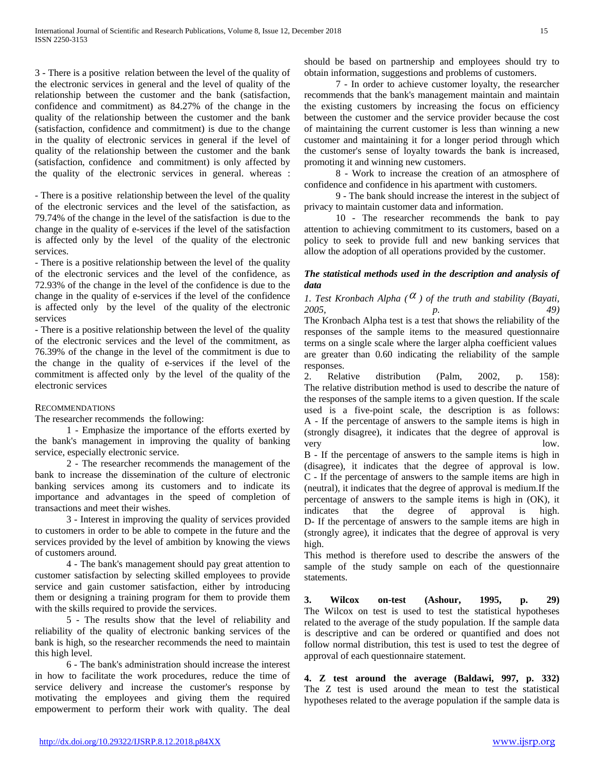3 - There is a positive relation between the level of the quality of the electronic services in general and the level of quality of the relationship between the customer and the bank (satisfaction, confidence and commitment) as 84.27% of the change in the quality of the relationship between the customer and the bank (satisfaction, confidence and commitment) is due to the change in the quality of electronic services in general if the level of quality of the relationship between the customer and the bank (satisfaction, confidence and commitment) is only affected by the quality of the electronic services in general. whereas :

- There is a positive relationship between the level of the quality of the electronic services and the level of the satisfaction, as 79.74% of the change in the level of the satisfaction is due to the change in the quality of e-services if the level of the satisfaction is affected only by the level of the quality of the electronic services.
- There is a positive relationship between the level of the quality of the electronic services and the level of the confidence, as 72.93% of the change in the level of the confidence is due to the change in the quality of e-services if the level of the confidence is affected only by the level of the quality of the electronic services
- There is a positive relationship between the level of the quality of the electronic services and the level of the commitment, as 76.39% of the change in the level of the commitment is due to the change in the quality of e-services if the level of the commitment is affected only by the level of the quality of the electronic services

## Recommendations

The researcher recommends the following:

1 - Emphasize the importance of the efforts exerted by the bank's management in improving the quality of banking service, especially electronic service.

2 - The researcher recommends the management of the bank to increase the dissemination of the culture of electronic banking services among its customers and to indicate its importance and advantages in the speed of completion of transactions and meet their wishes.

3 - Interest in improving the quality of services provided to customers in order to be able to compete in the future and the services provided by the level of ambition by knowing the views of customers around.

4 - The bank's management should pay great attention to customer satisfaction by selecting skilled employees to provide service and gain customer satisfaction, either by introducing them or designing a training program for them to provide them with the skills required to provide the services.

5 - The results show that the level of reliability and reliability of the quality of electronic banking services of the bank is high, so the researcher recommends the need to maintain this high level.

6 - The bank's administration should increase the interest in how to facilitate the work procedures, reduce the time of service delivery and increase the customer's response by motivating the employees and giving them the required empowerment to perform their work with quality. The deal should be based on partnership and employees should try to obtain information, suggestions and problems of customers.

7 - In order to achieve customer loyalty, the researcher recommends that the bank's management maintain and maintain the existing customers by increasing the focus on efficiency between the customer and the service provider because the cost of maintaining the current customer is less than winning a new customer and maintaining it for a longer period through which the customer's sense of loyalty towards the bank is increased, promoting it and winning new customers.

8 - Work to increase the creation of an atmosphere of confidence and confidence in his apartment with customers.

9 - The bank should increase the interest in the subject of privacy to maintain customer data and information.

10 - The researcher recommends the bank to pay attention to achieving commitment to its customers, based on a policy to seek to provide full and new banking services that allow the adoption of all operations provided by the customer.

### *The statistical methods used in the description and analysis of data*

*1. Test Kronbach Alpha ($\alpha$) of the truth and stability (Bayati, 2005, p. 49)*

The Kronbach Alpha test is a test that shows the reliability of the responses of the sample items to the measured questionnaire terms on a single scale where the larger alpha coefficient values are greater than 0.60 indicating the reliability of the sample responses.

2. Relative distribution (Palm, 2002, p. 158): The relative distribution method is used to describe the nature of the responses of the sample items to a given question. If the scale used is a five-point scale, the description is as follows:
A - If the percentage of answers to the sample items is high in (strongly disagree), it indicates that the degree of approval is very low.
B - If the percentage of answers to the sample items is high in (disagree), it indicates that the degree of approval is low.
C - If the percentage of answers to the sample items are high in (neutral), it indicates that the degree of approval is medium.If the percentage of answers to the sample items is high in (OK), it indicates that the degree of approval is high.
D- If the percentage of answers to the sample items are high in (strongly agree), it indicates that the degree of approval is very high.

This method is therefore used to describe the answers of the sample of the study sample on each of the questionnaire statements.

**3. Wilcox on-test (Ashour, 1995, p. 29)**
The Wilcox on test is used to test the statistical hypotheses related to the average of the study population. If the sample data is descriptive and can be ordered or quantified and does not follow normal distribution, this test is used to test the degree of approval of each questionnaire statement.

**4. Z test around the average (Baldawi, 997, p. 332)**
The Z test is used around the mean to test the statistical hypotheses related to the average population if the sample data is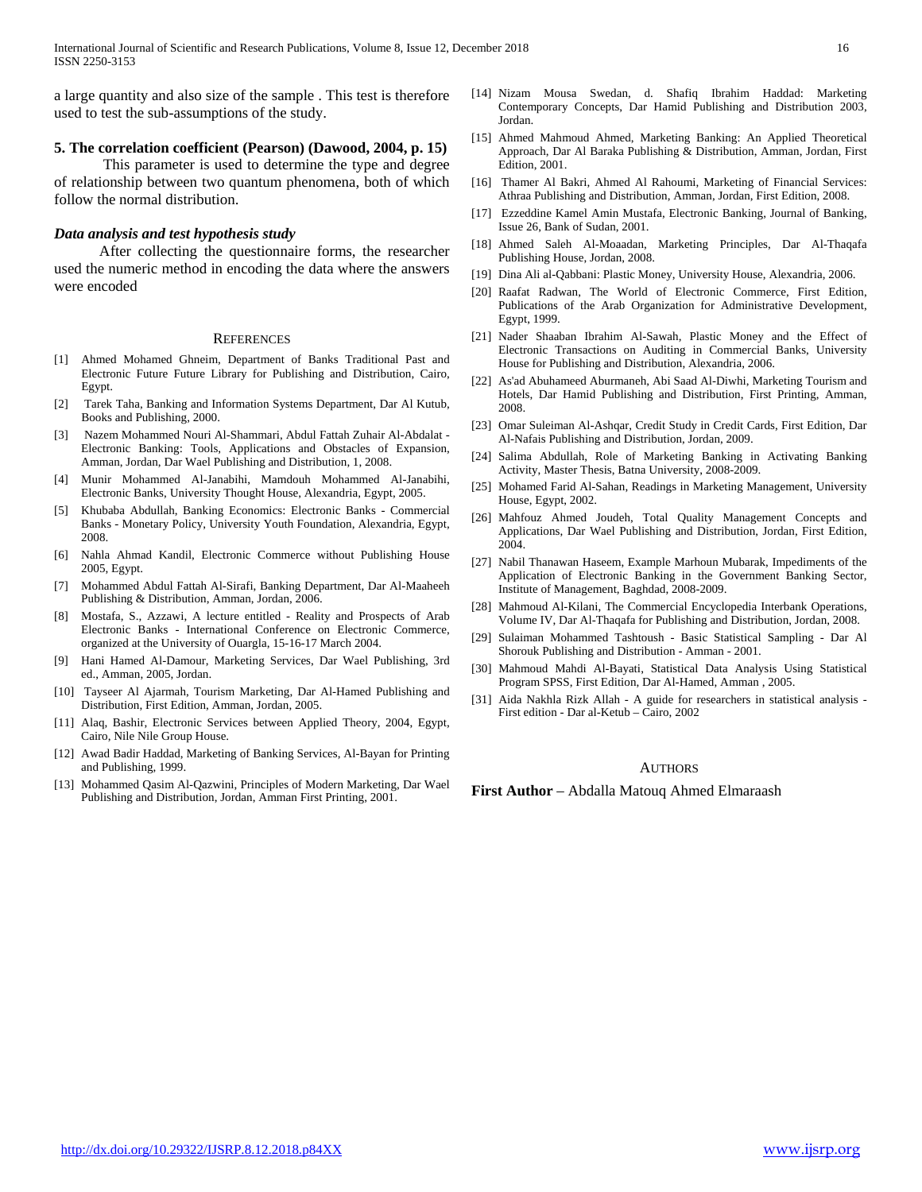a large quantity and also size of the sample . This test is therefore used to test the sub-assumptions of the study.

**5. The correlation coefficient (Pearson) (Dawood, 2004, p. 15)**

This parameter is used to determine the type and degree of relationship between two quantum phenomena, both of which follow the normal distribution.

***Data analysis and test hypothesis study***

After collecting the questionnaire forms, the researcher used the numeric method in encoding the data where the answers were encoded

## References

[1] Ahmed Mohamed Ghneim, Department of Banks Traditional Past and Electronic Future Future Library for Publishing and Distribution, Cairo, Egypt.

[2] Tarek Taha, Banking and Information Systems Department, Dar Al Kutub, Books and Publishing, 2000.

[3] Nazem Mohammed Nouri Al-Shammari, Abdul Fattah Zuhair Al-Abdalat - Electronic Banking: Tools, Applications and Obstacles of Expansion, Amman, Jordan, Dar Wael Publishing and Distribution, 1, 2008.

[4] Munir Mohammed Al-Janabihi, Mamdouh Mohammed Al-Janabihi, Electronic Banks, University Thought House, Alexandria, Egypt, 2005.

[5] Khubaba Abdullah, Banking Economics: Electronic Banks - Commercial Banks - Monetary Policy, University Youth Foundation, Alexandria, Egypt, 2008.

[6] Nahla Ahmad Kandil, Electronic Commerce without Publishing House 2005, Egypt.

[7] Mohammed Abdul Fattah Al-Sirafi, Banking Department, Dar Al-Maaheeh Publishing & Distribution, Amman, Jordan, 2006.

[8] Mostafa, S., Azzawi, A lecture entitled - Reality and Prospects of Arab Electronic Banks - International Conference on Electronic Commerce, organized at the University of Ouargla, 15-16-17 March 2004.

[9] Hani Hamed Al-Damour, Marketing Services, Dar Wael Publishing, 3rd ed., Amman, 2005, Jordan.

[10] Tayseer Al Ajarmah, Tourism Marketing, Dar Al-Hamed Publishing and Distribution, First Edition, Amman, Jordan, 2005.

[11] Alaq, Bashir, Electronic Services between Applied Theory, 2004, Egypt, Cairo, Nile Nile Group House.

[12] Awad Badir Haddad, Marketing of Banking Services, Al-Bayan for Printing and Publishing, 1999.

[13] Mohammed Qasim Al-Qazwini, Principles of Modern Marketing, Dar Wael Publishing and Distribution, Jordan, Amman First Printing, 2001.

[14] Nizam Mousa Swedan, d. Shafiq Ibrahim Haddad: Marketing Contemporary Concepts, Dar Hamid Publishing and Distribution 2003, Jordan.

[15] Ahmed Mahmoud Ahmed, Marketing Banking: An Applied Theoretical Approach, Dar Al Baraka Publishing & Distribution, Amman, Jordan, First Edition, 2001.

[16] Thamer Al Bakri, Ahmed Al Rahoumi, Marketing of Financial Services: Athraa Publishing and Distribution, Amman, Jordan, First Edition, 2008.

[17] Ezzeddine Kamel Amin Mustafa, Electronic Banking, Journal of Banking, Issue 26, Bank of Sudan, 2001.

[18] Ahmed Saleh Al-Moaadan, Marketing Principles, Dar Al-Thaqafa Publishing House, Jordan, 2008.

[19] Dina Ali al-Qabbani: Plastic Money, University House, Alexandria, 2006.

[20] Raafat Radwan, The World of Electronic Commerce, First Edition, Publications of the Arab Organization for Administrative Development, Egypt, 1999.

[21] Nader Shaaban Ibrahim Al-Sawah, Plastic Money and the Effect of Electronic Transactions on Auditing in Commercial Banks, University House for Publishing and Distribution, Alexandria, 2006.

[22] As'ad Abuhameed Aburmaneh, Abi Saad Al-Diwhi, Marketing Tourism and Hotels, Dar Hamid Publishing and Distribution, First Printing, Amman, 2008.

[23] Omar Suleiman Al-Ashqar, Credit Study in Credit Cards, First Edition, Dar Al-Nafais Publishing and Distribution, Jordan, 2009.

[24] Salima Abdullah, Role of Marketing Banking in Activating Banking Activity, Master Thesis, Batna University, 2008-2009.

[25] Mohamed Farid Al-Sahan, Readings in Marketing Management, University House, Egypt, 2002.

[26] Mahfouz Ahmed Joudeh, Total Quality Management Concepts and Applications, Dar Wael Publishing and Distribution, Jordan, First Edition, 2004.

[27] Nabil Thanawan Haseem, Example Marhoun Mubarak, Impediments of the Application of Electronic Banking in the Government Banking Sector, Institute of Management, Baghdad, 2008-2009.

[28] Mahmoud Al-Kilani, The Commercial Encyclopedia Interbank Operations, Volume IV, Dar Al-Thaqafa for Publishing and Distribution, Jordan, 2008.

[29] Sulaiman Mohammed Tashtoush - Basic Statistical Sampling - Dar Al Shorouk Publishing and Distribution - Amman - 2001.

[30] Mahmoud Mahdi Al-Bayati, Statistical Data Analysis Using Statistical Program SPSS, First Edition, Dar Al-Hamed, Amman , 2005.

[31] Aida Nakhla Rizk Allah - A guide for researchers in statistical analysis - First edition - Dar al-Ketub – Cairo, 2002

## Authors

**First Author** – Abdalla Matouq Ahmed Elmaraash